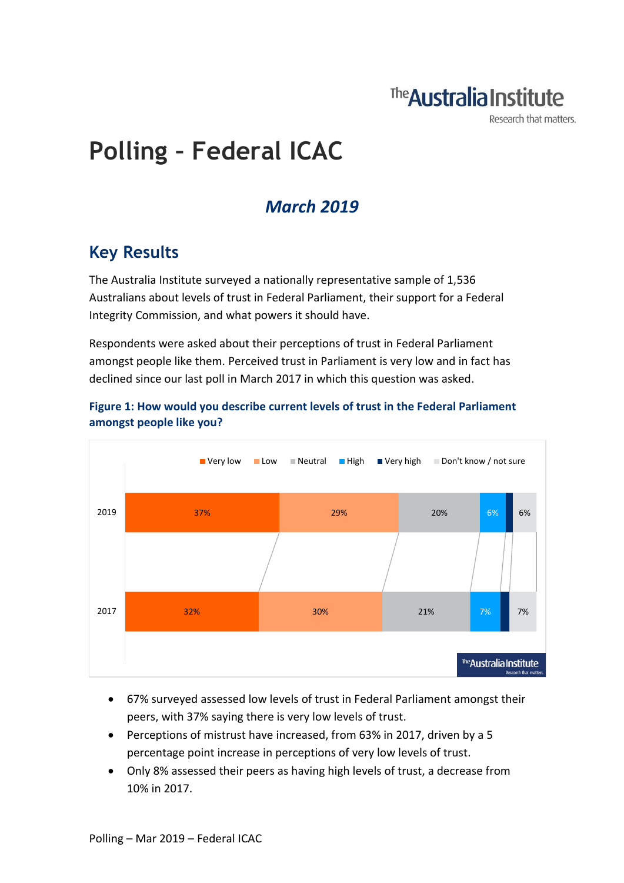# Polling – Federal ICAC

## *March 2019*

## Key Results

The Australia Institute surveyed a nationally representative sample of 1,536 Australians about levels of trust in Federal Parliament, their support for a Federal Integrity Commission, and what powers it should have.

Respondents were asked about their perceptions of trust in Federal Parliament amongst people like them. Perceived trust in Parliament is very low and in fact has declined since our last poll in March 2017 in which this question was asked.

**Figure 1: How would you describe current levels of trust in the Federal Parliament amongst people like you?**

| | Very low | Low | Neutral | High | Very high | Don't know / not sure |
|---|---|---|---|---|---|---|
| 2019 | 37% | 29% | 20% | 6% | | 6% |
| 2017 | 32% | 30% | 21% | 7% | | 7% |

- 67% surveyed assessed low levels of trust in Federal Parliament amongst their peers, with 37% saying there is very low levels of trust.
- Perceptions of mistrust have increased, from 63% in 2017, driven by a 5 percentage point increase in perceptions of very low levels of trust.
- Only 8% assessed their peers as having high levels of trust, a decrease from 10% in 2017.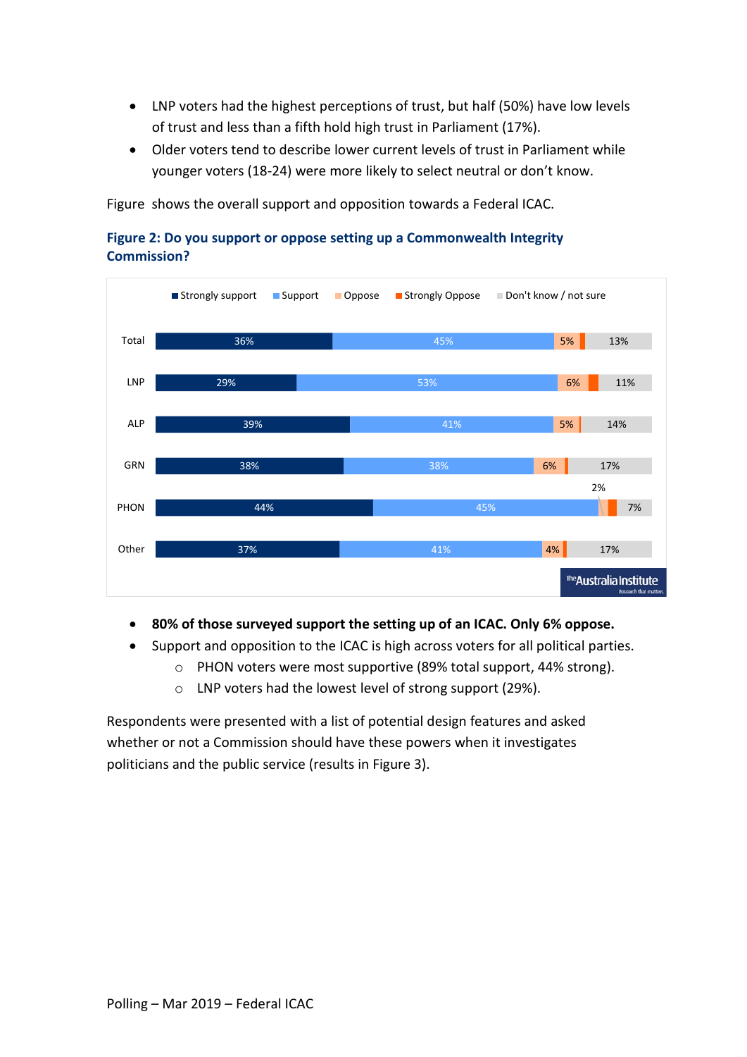- LNP voters had the highest perceptions of trust, but half (50%) have low levels of trust and less than a fifth hold high trust in Parliament (17%).
- Older voters tend to describe lower current levels of trust in Parliament while younger voters (18-24) were more likely to select neutral or don't know.

Figure shows the overall support and opposition towards a Federal ICAC.

**Figure 2: Do you support or oppose setting up a Commonwealth Integrity Commission?**

| | Strongly support | Support | Oppose | Strongly Oppose | Don't know / not sure |
|---|---|---|---|---|---|
| Total | 36% | 45% | 5% | | 13% |
| LNP | 29% | 53% | 6% | | 11% |
| ALP | 39% | 41% | 5% | | 14% |
| GRN | 38% | 38% | 6% | | 17% |
| PHON | 44% | 45% | 2% | | 7% |
| Other | 37% | 41% | 4% | | 17% |

- **80% of those surveyed support the setting up of an ICAC. Only 6% oppose.**
- Support and opposition to the ICAC is high across voters for all political parties.
  - PHON voters were most supportive (89% total support, 44% strong).
  - LNP voters had the lowest level of strong support (29%).

Respondents were presented with a list of potential design features and asked whether or not a Commission should have these powers when it investigates politicians and the public service (results in Figure 3).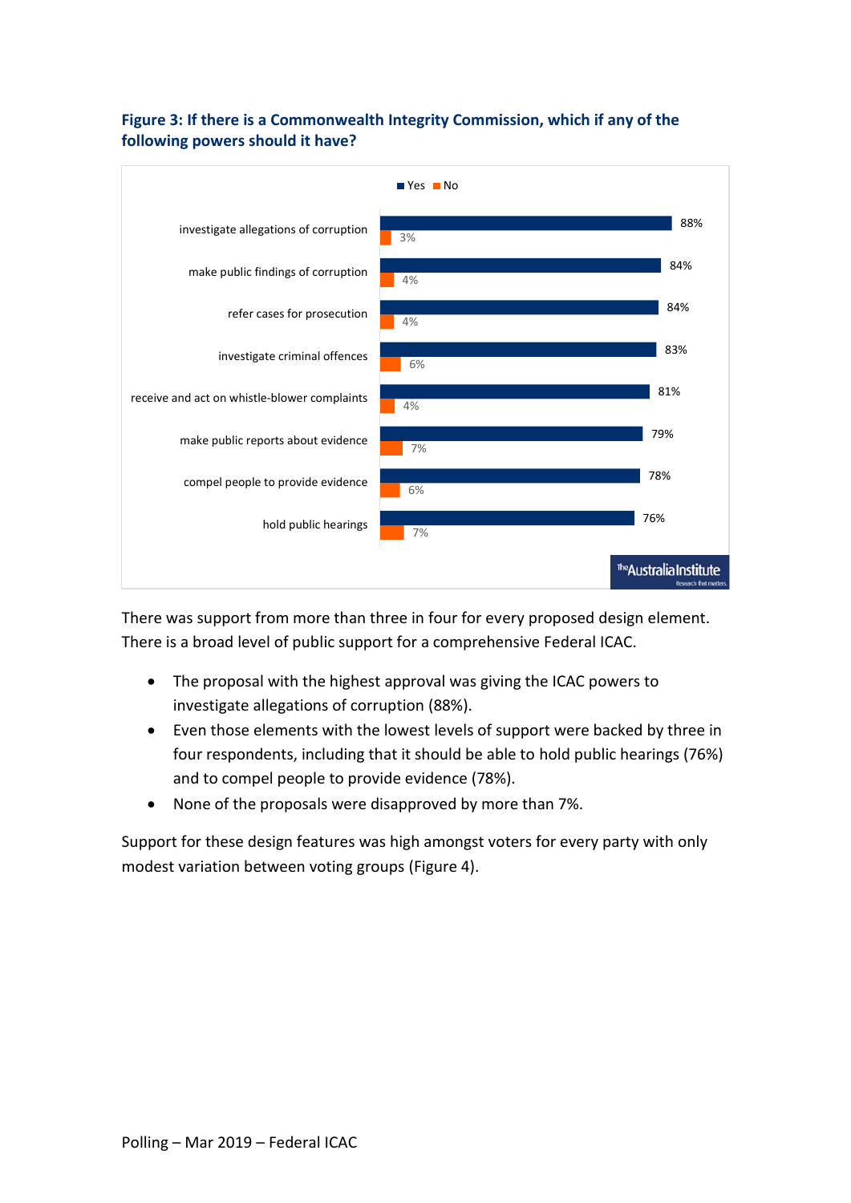**Figure 3: If there is a Commonwealth Integrity Commission, which if any of the following powers should it have?**

| Power | Yes | No |
|---|---|---|
| investigate allegations of corruption | 88% | 3% |
| make public findings of corruption | 84% | 4% |
| refer cases for prosecution | 84% | 4% |
| investigate criminal offences | 83% | 6% |
| receive and act on whistle-blower complaints | 81% | 4% |
| make public reports about evidence | 79% | 7% |
| compel people to provide evidence | 78% | 6% |
| hold public hearings | 76% | 7% |

There was support from more than three in four for every proposed design element. There is a broad level of public support for a comprehensive Federal ICAC.

- The proposal with the highest approval was giving the ICAC powers to investigate allegations of corruption (88%).
- Even those elements with the lowest levels of support were backed by three in four respondents, including that it should be able to hold public hearings (76%) and to compel people to provide evidence (78%).
- None of the proposals were disapproved by more than 7%.

Support for these design features was high amongst voters for every party with only modest variation between voting groups (Figure 4).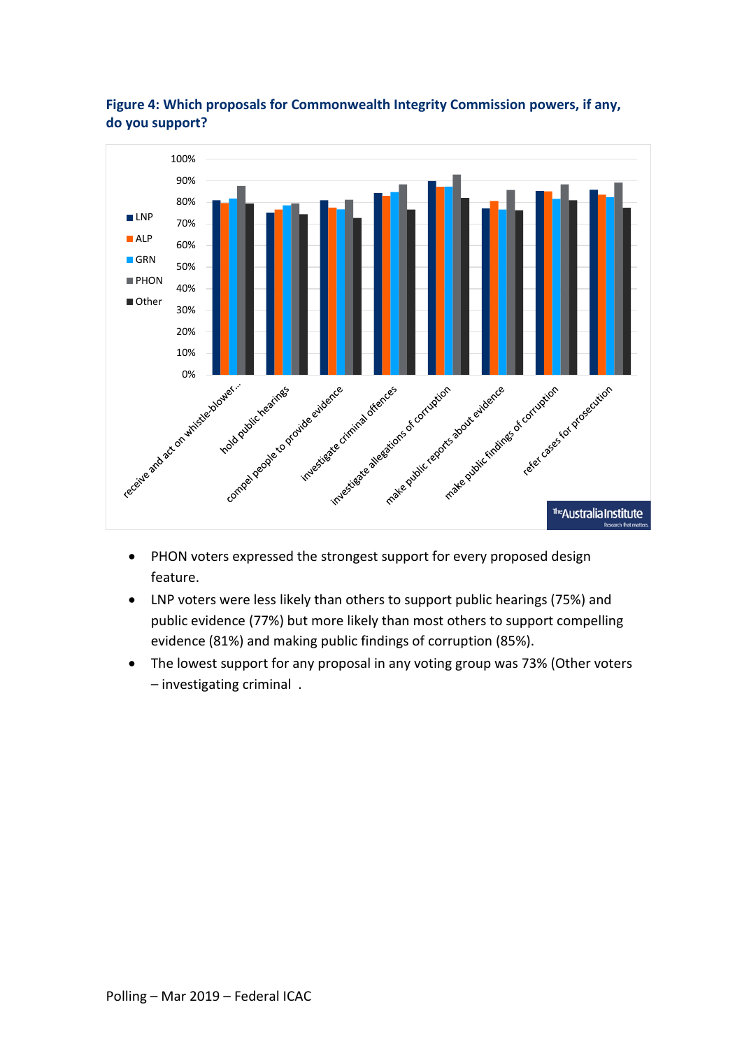**Figure 4: Which proposals for Commonwealth Integrity Commission powers, if any, do you support?**

- PHON voters expressed the strongest support for every proposed design feature.
- LNP voters were less likely than others to support public hearings (75%) and public evidence (77%) but more likely than most others to support compelling evidence (81%) and making public findings of corruption (85%).
- The lowest support for any proposal in any voting group was 73% (Other voters – investigating criminal .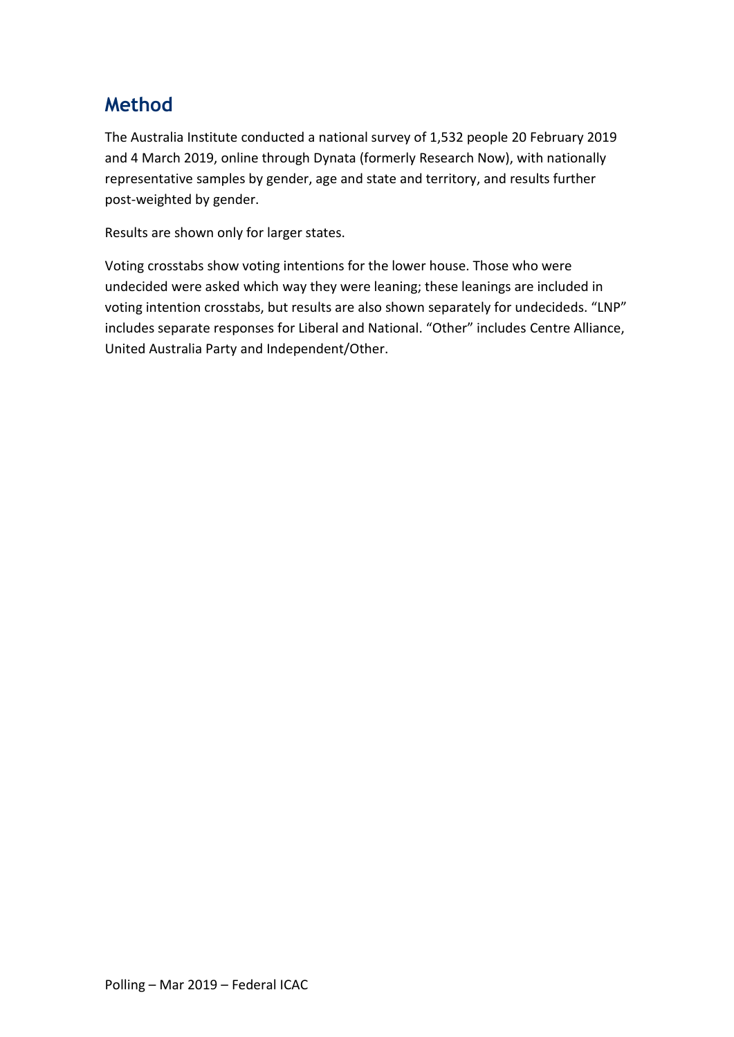## Method

The Australia Institute conducted a national survey of 1,532 people 20 February 2019 and 4 March 2019, online through Dynata (formerly Research Now), with nationally representative samples by gender, age and state and territory, and results further post-weighted by gender.

Results are shown only for larger states.

Voting crosstabs show voting intentions for the lower house. Those who were undecided were asked which way they were leaning; these leanings are included in voting intention crosstabs, but results are also shown separately for undecideds. "LNP" includes separate responses for Liberal and National. "Other" includes Centre Alliance, United Australia Party and Independent/Other.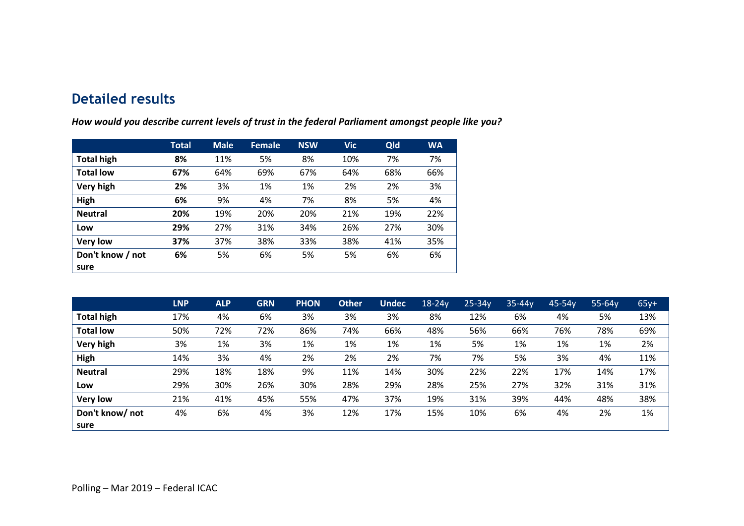## Detailed results

***How would you describe current levels of trust in the federal Parliament amongst people like you?***

| | Total | Male | Female | NSW | Vic | Qld | WA |
|---|---|---|---|---|---|---|---|
| **Total high** | **8%** | 11% | 5% | 8% | 10% | 7% | 7% |
| **Total low** | **67%** | 64% | 69% | 67% | 64% | 68% | 66% |
| **Very high** | **2%** | 3% | 1% | 1% | 2% | 2% | 3% |
| **High** | **6%** | 9% | 4% | 7% | 8% | 5% | 4% |
| **Neutral** | **20%** | 19% | 20% | 20% | 21% | 19% | 22% |
| **Low** | **29%** | 27% | 31% | 34% | 26% | 27% | 30% |
| **Very low** | **37%** | 37% | 38% | 33% | 38% | 41% | 35% |
| **Don't know / not sure** | **6%** | 5% | 6% | 5% | 5% | 6% | 6% |

| | LNP | ALP | GRN | PHON | Other | Undec | 18-24y | 25-34y | 35-44y | 45-54y | 55-64y | 65y+ |
|---|---|---|---|---|---|---|---|---|---|---|---|---|
| **Total high** | 17% | 4% | 6% | 3% | 3% | 3% | 8% | 12% | 6% | 4% | 5% | 13% |
| **Total low** | 50% | 72% | 72% | 86% | 74% | 66% | 48% | 56% | 66% | 76% | 78% | 69% |
| **Very high** | 3% | 1% | 3% | 1% | 1% | 1% | 1% | 5% | 1% | 1% | 1% | 2% |
| **High** | 14% | 3% | 4% | 2% | 2% | 2% | 7% | 7% | 5% | 3% | 4% | 11% |
| **Neutral** | 29% | 18% | 18% | 9% | 11% | 14% | 30% | 22% | 22% | 17% | 14% | 17% |
| **Low** | 29% | 30% | 26% | 30% | 28% | 29% | 28% | 25% | 27% | 32% | 31% | 31% |
| **Very low** | 21% | 41% | 45% | 55% | 47% | 37% | 19% | 31% | 39% | 44% | 48% | 38% |
| **Don't know/ not sure** | 4% | 6% | 4% | 3% | 12% | 17% | 15% | 10% | 6% | 4% | 2% | 1% |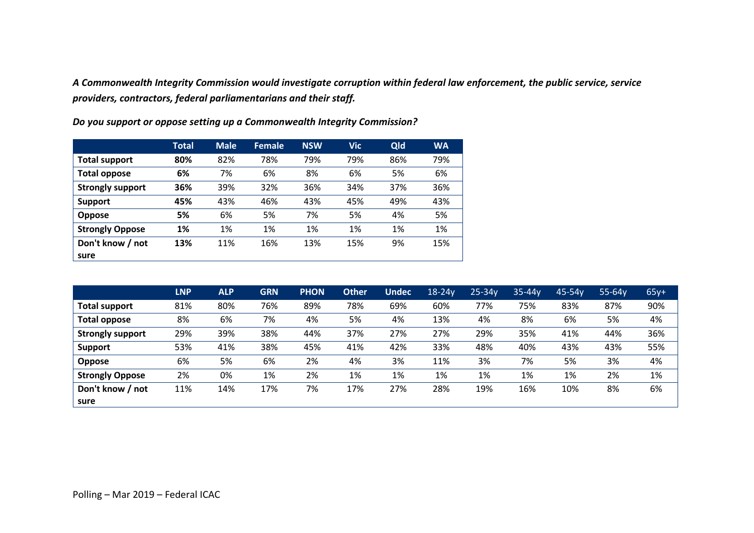***A Commonwealth Integrity Commission would investigate corruption within federal law enforcement, the public service, service providers, contractors, federal parliamentarians and their staff.***

***Do you support or oppose setting up a Commonwealth Integrity Commission?***

| | Total | Male | Female | NSW | Vic | Qld | WA |
|---|---|---|---|---|---|---|---|
| **Total support** | **80%** | 82% | 78% | 79% | 79% | 86% | 79% |
| **Total oppose** | **6%** | 7% | 6% | 8% | 6% | 5% | 6% |
| **Strongly support** | **36%** | 39% | 32% | 36% | 34% | 37% | 36% |
| **Support** | **45%** | 43% | 46% | 43% | 45% | 49% | 43% |
| **Oppose** | **5%** | 6% | 5% | 7% | 5% | 4% | 5% |
| **Strongly Oppose** | **1%** | 1% | 1% | 1% | 1% | 1% | 1% |
| **Don't know / not sure** | **13%** | 11% | 16% | 13% | 15% | 9% | 15% |

| | LNP | ALP | GRN | PHON | Other | Undec | 18-24y | 25-34y | 35-44y | 45-54y | 55-64y | 65y+ |
|---|---|---|---|---|---|---|---|---|---|---|---|---|
| **Total support** | 81% | 80% | 76% | 89% | 78% | 69% | 60% | 77% | 75% | 83% | 87% | 90% |
| **Total oppose** | 8% | 6% | 7% | 4% | 5% | 4% | 13% | 4% | 8% | 6% | 5% | 4% |
| **Strongly support** | 29% | 39% | 38% | 44% | 37% | 27% | 27% | 29% | 35% | 41% | 44% | 36% |
| **Support** | 53% | 41% | 38% | 45% | 41% | 42% | 33% | 48% | 40% | 43% | 43% | 55% |
| **Oppose** | 6% | 5% | 6% | 2% | 4% | 3% | 11% | 3% | 7% | 5% | 3% | 4% |
| **Strongly Oppose** | 2% | 0% | 1% | 2% | 1% | 1% | 1% | 1% | 1% | 1% | 2% | 1% |
| **Don't know / not sure** | 11% | 14% | 17% | 7% | 17% | 27% | 28% | 19% | 16% | 10% | 8% | 6% |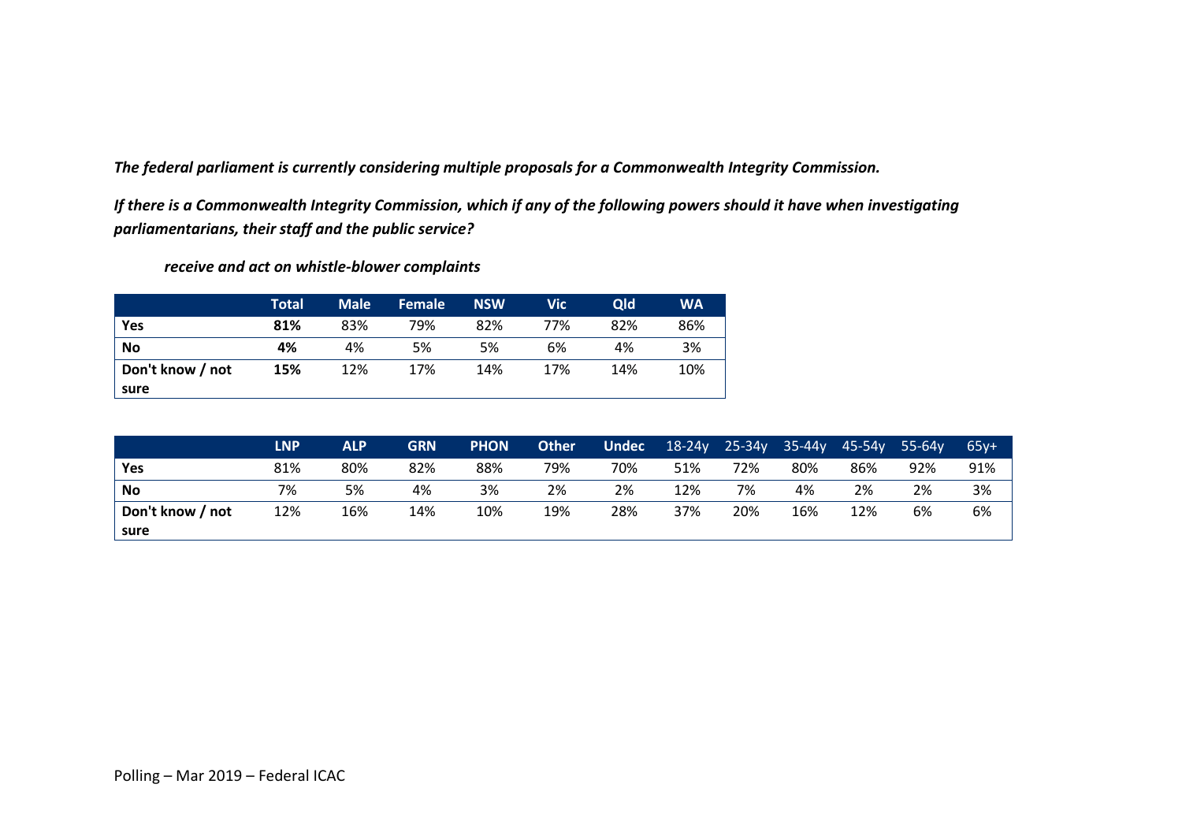***The federal parliament is currently considering multiple proposals for a Commonwealth Integrity Commission.***

***If there is a Commonwealth Integrity Commission, which if any of the following powers should it have when investigating parliamentarians, their staff and the public service?***

***receive and act on whistle-blower complaints***

| | Total | Male | Female | NSW | Vic | Qld | WA |
|---|---|---|---|---|---|---|---|
| **Yes** | **81%** | 83% | 79% | 82% | 77% | 82% | 86% |
| **No** | **4%** | 4% | 5% | 5% | 6% | 4% | 3% |
| **Don't know / not sure** | **15%** | 12% | 17% | 14% | 17% | 14% | 10% |

| | LNP | ALP | GRN | PHON | Other | Undec | 18-24y | 25-34y | 35-44y | 45-54y | 55-64y | 65y+ |
|---|---|---|---|---|---|---|---|---|---|---|---|---|
| **Yes** | 81% | 80% | 82% | 88% | 79% | 70% | 51% | 72% | 80% | 86% | 92% | 91% |
| **No** | 7% | 5% | 4% | 3% | 2% | 2% | 12% | 7% | 4% | 2% | 2% | 3% |
| **Don't know / not sure** | 12% | 16% | 14% | 10% | 19% | 28% | 37% | 20% | 16% | 12% | 6% | 6% |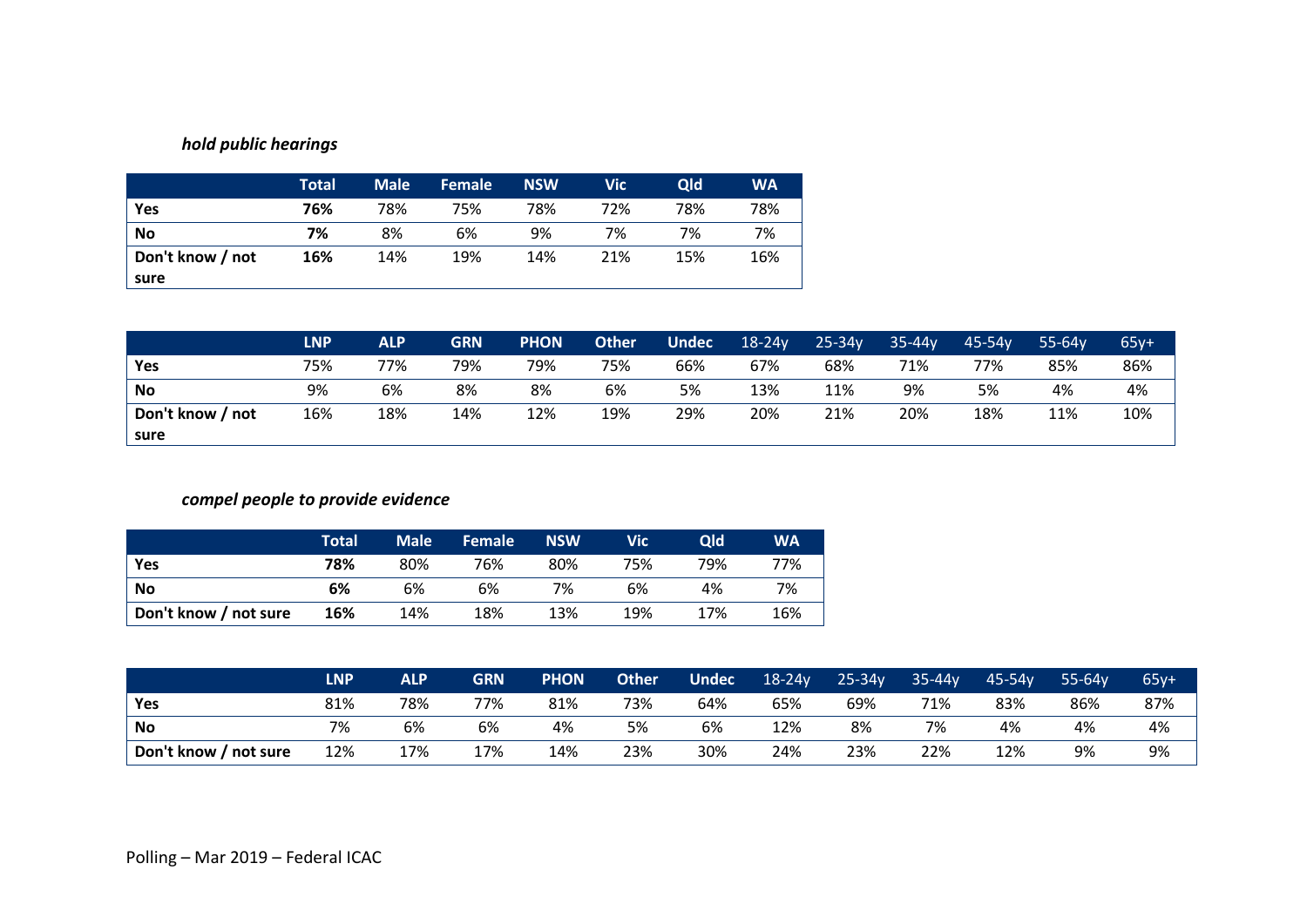*hold public hearings*

| | **Total** | **Male** | **Female** | **NSW** | **Vic** | **Qld** | **WA** |
|---|---|---|---|---|---|---|---|
| **Yes** | **76%** | 78% | 75% | 78% | 72% | 78% | 78% |
| **No** | **7%** | 8% | 6% | 9% | 7% | 7% | 7% |
| **Don't know / not sure** | **16%** | 14% | 19% | 14% | 21% | 15% | 16% |

| | **LNP** | **ALP** | **GRN** | **PHON** | **Other** | **Undec** | 18-24y | 25-34y | 35-44y | 45-54y | 55-64y | 65y+ |
|---|---|---|---|---|---|---|---|---|---|---|---|---|
| **Yes** | 75% | 77% | 79% | 79% | 75% | 66% | 67% | 68% | 71% | 77% | 85% | 86% |
| **No** | 9% | 6% | 8% | 8% | 6% | 5% | 13% | 11% | 9% | 5% | 4% | 4% |
| **Don't know / not sure** | 16% | 18% | 14% | 12% | 19% | 29% | 20% | 21% | 20% | 18% | 11% | 10% |

*compel people to provide evidence*

| | **Total** | **Male** | **Female** | **NSW** | **Vic** | **Qld** | **WA** |
|---|---|---|---|---|---|---|---|
| **Yes** | **78%** | 80% | 76% | 80% | 75% | 79% | 77% |
| **No** | **6%** | 6% | 6% | 7% | 6% | 4% | 7% |
| **Don't know / not sure** | **16%** | 14% | 18% | 13% | 19% | 17% | 16% |

| | **LNP** | **ALP** | **GRN** | **PHON** | **Other** | **Undec** | 18-24y | 25-34y | 35-44y | 45-54y | 55-64y | 65y+ |
|---|---|---|---|---|---|---|---|---|---|---|---|---|
| **Yes** | 81% | 78% | 77% | 81% | 73% | 64% | 65% | 69% | 71% | 83% | 86% | 87% |
| **No** | 7% | 6% | 6% | 4% | 5% | 6% | 12% | 8% | 7% | 4% | 4% | 4% |
| **Don't know / not sure** | 12% | 17% | 17% | 14% | 23% | 30% | 24% | 23% | 22% | 12% | 9% | 9% |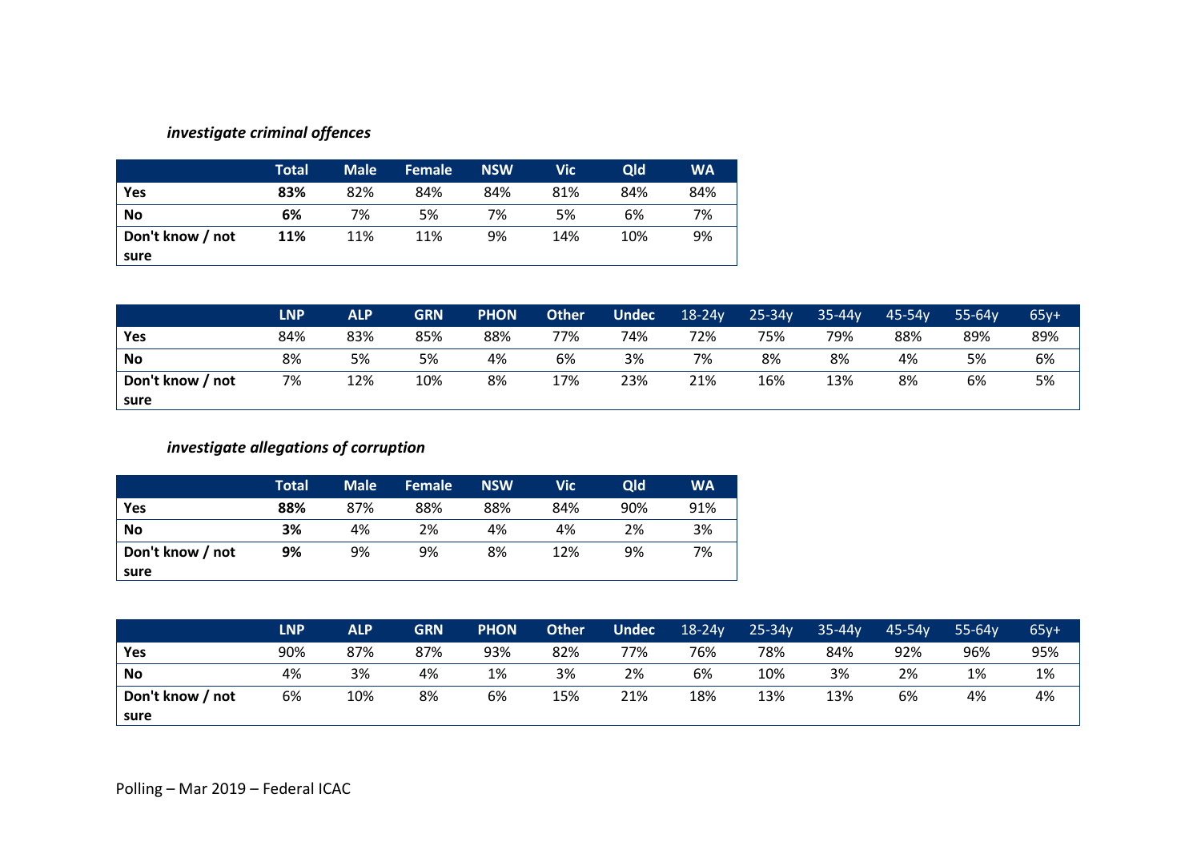***investigate criminal offences***

| | Total | Male | Female | NSW | Vic | Qld | WA |
|---|---|---|---|---|---|---|---|
| **Yes** | **83%** | 82% | 84% | 84% | 81% | 84% | 84% |
| **No** | **6%** | 7% | 5% | 7% | 5% | 6% | 7% |
| **Don't know / not sure** | **11%** | 11% | 11% | 9% | 14% | 10% | 9% |

| | LNP | ALP | GRN | PHON | Other | Undec | 18-24y | 25-34y | 35-44y | 45-54y | 55-64y | 65y+ |
|---|---|---|---|---|---|---|---|---|---|---|---|---|
| **Yes** | 84% | 83% | 85% | 88% | 77% | 74% | 72% | 75% | 79% | 88% | 89% | 89% |
| **No** | 8% | 5% | 5% | 4% | 6% | 3% | 7% | 8% | 8% | 4% | 5% | 6% |
| **Don't know / not sure** | 7% | 12% | 10% | 8% | 17% | 23% | 21% | 16% | 13% | 8% | 6% | 5% |

***investigate allegations of corruption***

| | Total | Male | Female | NSW | Vic | Qld | WA |
|---|---|---|---|---|---|---|---|
| **Yes** | **88%** | 87% | 88% | 88% | 84% | 90% | 91% |
| **No** | **3%** | 4% | 2% | 4% | 4% | 2% | 3% |
| **Don't know / not sure** | **9%** | 9% | 9% | 8% | 12% | 9% | 7% |

| | LNP | ALP | GRN | PHON | Other | Undec | 18-24y | 25-34y | 35-44y | 45-54y | 55-64y | 65y+ |
|---|---|---|---|---|---|---|---|---|---|---|---|---|
| **Yes** | 90% | 87% | 87% | 93% | 82% | 77% | 76% | 78% | 84% | 92% | 96% | 95% |
| **No** | 4% | 3% | 4% | 1% | 3% | 2% | 6% | 10% | 3% | 2% | 1% | 1% |
| **Don't know / not sure** | 6% | 10% | 8% | 6% | 15% | 21% | 18% | 13% | 13% | 6% | 4% | 4% |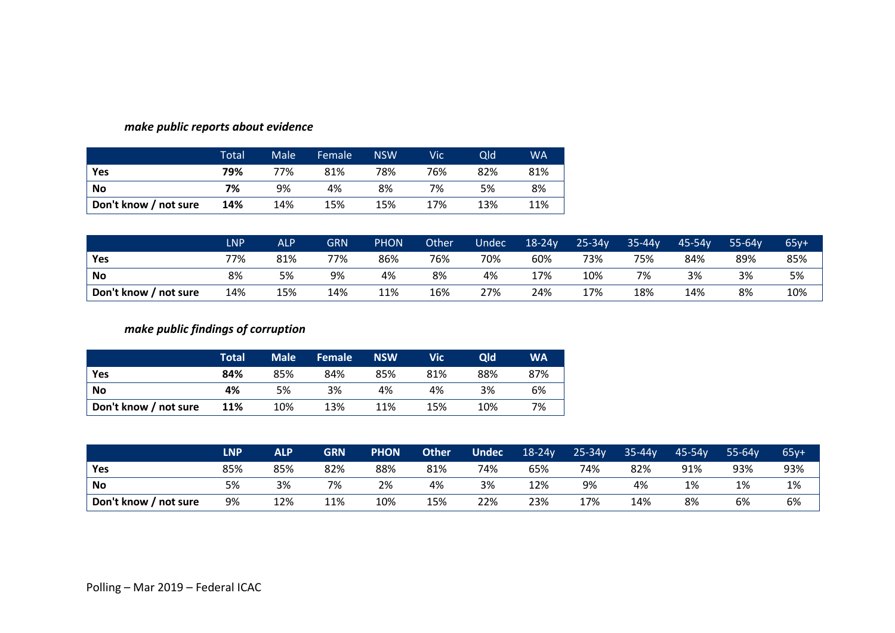*make public reports about evidence*

| | Total | Male | Female | NSW | Vic | Qld | WA |
|---|---|---|---|---|---|---|---|
| **Yes** | **79%** | 77% | 81% | 78% | 76% | 82% | 81% |
| **No** | **7%** | 9% | 4% | 8% | 7% | 5% | 8% |
| **Don't know / not sure** | **14%** | 14% | 15% | 15% | 17% | 13% | 11% |

| | LNP | ALP | GRN | PHON | Other | Undec | 18-24y | 25-34y | 35-44y | 45-54y | 55-64y | 65y+ |
|---|---|---|---|---|---|---|---|---|---|---|---|---|
| **Yes** | 77% | 81% | 77% | 86% | 76% | 70% | 60% | 73% | 75% | 84% | 89% | 85% |
| **No** | 8% | 5% | 9% | 4% | 8% | 4% | 17% | 10% | 7% | 3% | 3% | 5% |
| **Don't know / not sure** | 14% | 15% | 14% | 11% | 16% | 27% | 24% | 17% | 18% | 14% | 8% | 10% |

*make public findings of corruption*

| | **Total** | **Male** | **Female** | **NSW** | **Vic** | **Qld** | **WA** |
|---|---|---|---|---|---|---|---|
| **Yes** | **84%** | 85% | 84% | 85% | 81% | 88% | 87% |
| **No** | **4%** | 5% | 3% | 4% | 4% | 3% | 6% |
| **Don't know / not sure** | **11%** | 10% | 13% | 11% | 15% | 10% | 7% |

| | **LNP** | **ALP** | **GRN** | **PHON** | **Other** | **Undec** | 18-24y | 25-34y | 35-44y | 45-54y | 55-64y | 65y+ |
|---|---|---|---|---|---|---|---|---|---|---|---|---|
| **Yes** | 85% | 85% | 82% | 88% | 81% | 74% | 65% | 74% | 82% | 91% | 93% | 93% |
| **No** | 5% | 3% | 7% | 2% | 4% | 3% | 12% | 9% | 4% | 1% | 1% | 1% |
| **Don't know / not sure** | 9% | 12% | 11% | 10% | 15% | 22% | 23% | 17% | 14% | 8% | 6% | 6% |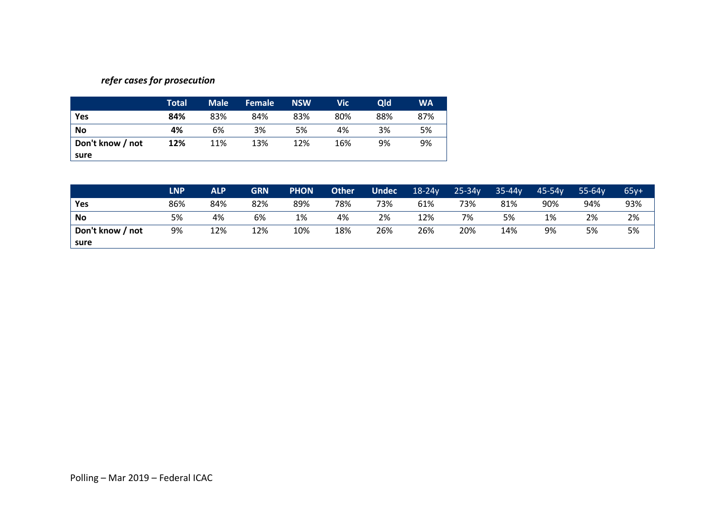***refer cases for prosecution***

| | **Total** | **Male** | **Female** | **NSW** | **Vic** | **Qld** | **WA** |
|---|---|---|---|---|---|---|---|
| **Yes** | **84%** | 83% | 84% | 83% | 80% | 88% | 87% |
| **No** | **4%** | 6% | 3% | 5% | 4% | 3% | 5% |
| **Don't know / not sure** | **12%** | 11% | 13% | 12% | 16% | 9% | 9% |

| | **LNP** | **ALP** | **GRN** | **PHON** | **Other** | **Undec** | 18-24y | 25-34y | 35-44y | 45-54y | 55-64y | 65y+ |
|---|---|---|---|---|---|---|---|---|---|---|---|---|
| **Yes** | 86% | 84% | 82% | 89% | 78% | 73% | 61% | 73% | 81% | 90% | 94% | 93% |
| **No** | 5% | 4% | 6% | 1% | 4% | 2% | 12% | 7% | 5% | 1% | 2% | 2% |
| **Don't know / not sure** | 9% | 12% | 12% | 10% | 18% | 26% | 26% | 20% | 14% | 9% | 5% | 5% |